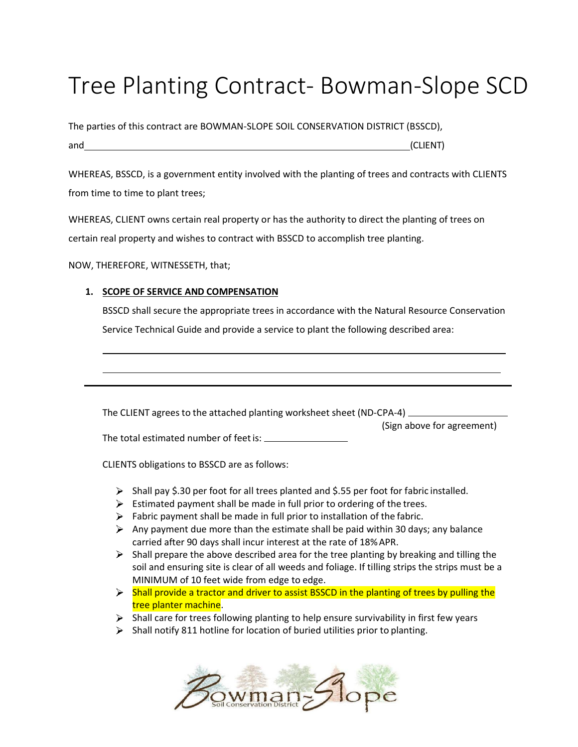# Tree Planting Contract- Bowman-Slope SCD

The parties of this contract are BOWMAN-SLOPE SOIL CONSERVATION DISTRICT (BSSCD),

and ______________________________________________________________(CLIENT)

WHEREAS, BSSCD, is a government entity involved with the planting of trees and contracts with CLIENTS from time to time to plant trees;

WHEREAS, CLIENT owns certain real property or has the authority to direct the planting of trees on certain real property and wishes to contract with BSSCD to accomplish tree planting.

NOW, THEREFORE, WITNESSETH, that;

1. **SCOPE OF SERVICE AND COMPENSATION**

   BSSCD shall secure the appropriate trees in accordance with the Natural Resource Conservation Service Technical Guide and provide a service to plant the following described area:

   ______________________________________________________________

   ______________________________________________________________

---

The CLIENT agrees to the attached planting worksheet sheet (ND-CPA-4) ____________________

(Sign above for agreement)

The total estimated number of feet is: ________________

CLIENTS obligations to BSSCD are as follows:

- Shall pay $.30 per foot for all trees planted and $.55 per foot for fabric installed.
- Estimated payment shall be made in full prior to ordering of the trees.
- Fabric payment shall be made in full prior to installation of the fabric.
- Any payment due more than the estimate shall be paid within 30 days; any balance carried after 90 days shall incur interest at the rate of 18% APR.
- Shall prepare the above described area for the tree planting by breaking and tilling the soil and ensuring site is clear of all weeds and foliage. If tilling strips the strips must be a MINIMUM of 10 feet wide from edge to edge.
- Shall provide a tractor and driver to assist BSSCD in the planting of trees by pulling the tree planter machine.
- Shall care for trees following planting to help ensure survivability in first few years
- Shall notify 811 hotline for location of buried utilities prior to planting.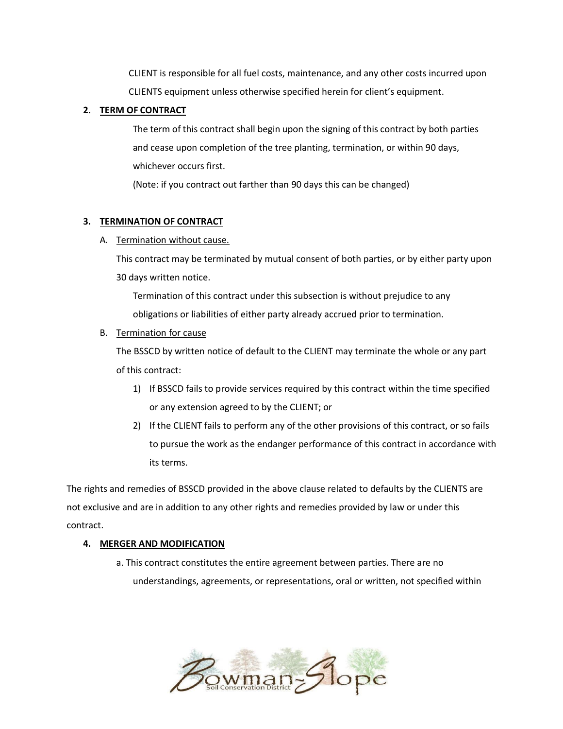CLIENT is responsible for all fuel costs, maintenance, and any other costs incurred upon CLIENTS equipment unless otherwise specified herein for client's equipment.

**2. TERM OF CONTRACT**

The term of this contract shall begin upon the signing of this contract by both parties and cease upon completion of the tree planting, termination, or within 90 days, whichever occurs first.

(Note: if you contract out farther than 90 days this can be changed)

**3. TERMINATION OF CONTRACT**

A. Termination without cause.

This contract may be terminated by mutual consent of both parties, or by either party upon 30 days written notice.

Termination of this contract under this subsection is without prejudice to any obligations or liabilities of either party already accrued prior to termination.

B. Termination for cause

The BSSCD by written notice of default to the CLIENT may terminate the whole or any part of this contract:

1) If BSSCD fails to provide services required by this contract within the time specified or any extension agreed to by the CLIENT; or
2) If the CLIENT fails to perform any of the other provisions of this contract, or so fails to pursue the work as the endanger performance of this contract in accordance with its terms.

The rights and remedies of BSSCD provided in the above clause related to defaults by the CLIENTS are not exclusive and are in addition to any other rights and remedies provided by law or under this contract.

**4. MERGER AND MODIFICATION**

a. This contract constitutes the entire agreement between parties. There are no understandings, agreements, or representations, oral or written, not specified within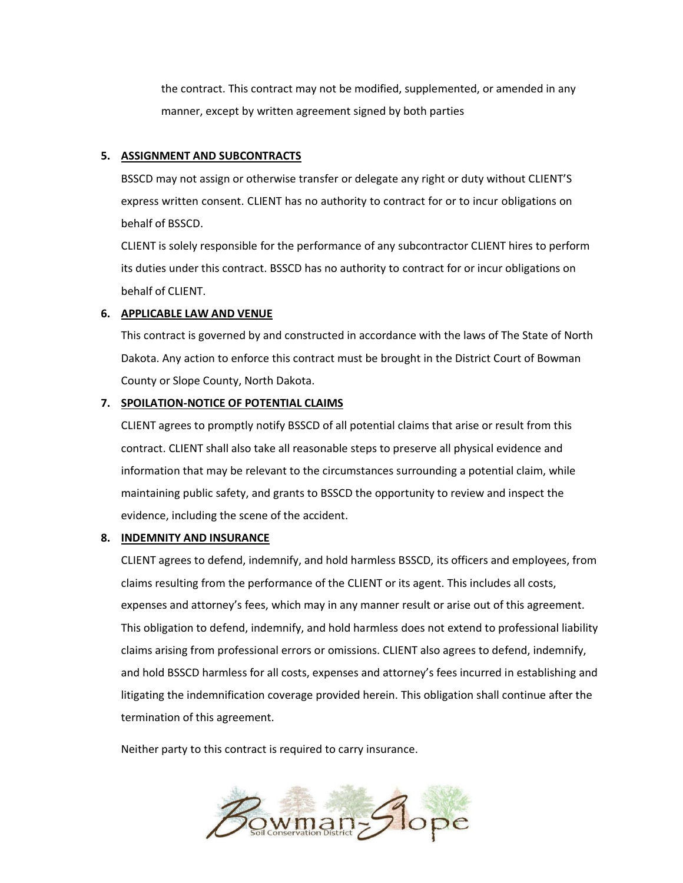the contract. This contract may not be modified, supplemented, or amended in any manner, except by written agreement signed by both parties

5. **ASSIGNMENT AND SUBCONTRACTS**

   BSSCD may not assign or otherwise transfer or delegate any right or duty without CLIENT'S express written consent. CLIENT has no authority to contract for or to incur obligations on behalf of BSSCD.

   CLIENT is solely responsible for the performance of any subcontractor CLIENT hires to perform its duties under this contract. BSSCD has no authority to contract for or incur obligations on behalf of CLIENT.

6. **APPLICABLE LAW AND VENUE**

   This contract is governed by and constructed in accordance with the laws of The State of North Dakota. Any action to enforce this contract must be brought in the District Court of Bowman County or Slope County, North Dakota.

7. **SPOILATION-NOTICE OF POTENTIAL CLAIMS**

   CLIENT agrees to promptly notify BSSCD of all potential claims that arise or result from this contract. CLIENT shall also take all reasonable steps to preserve all physical evidence and information that may be relevant to the circumstances surrounding a potential claim, while maintaining public safety, and grants to BSSCD the opportunity to review and inspect the evidence, including the scene of the accident.

8. **INDEMNITY AND INSURANCE**

   CLIENT agrees to defend, indemnify, and hold harmless BSSCD, its officers and employees, from claims resulting from the performance of the CLIENT or its agent. This includes all costs, expenses and attorney's fees, which may in any manner result or arise out of this agreement. This obligation to defend, indemnify, and hold harmless does not extend to professional liability claims arising from professional errors or omissions. CLIENT also agrees to defend, indemnify, and hold BSSCD harmless for all costs, expenses and attorney's fees incurred in establishing and litigating the indemnification coverage provided herein. This obligation shall continue after the termination of this agreement.

   Neither party to this contract is required to carry insurance.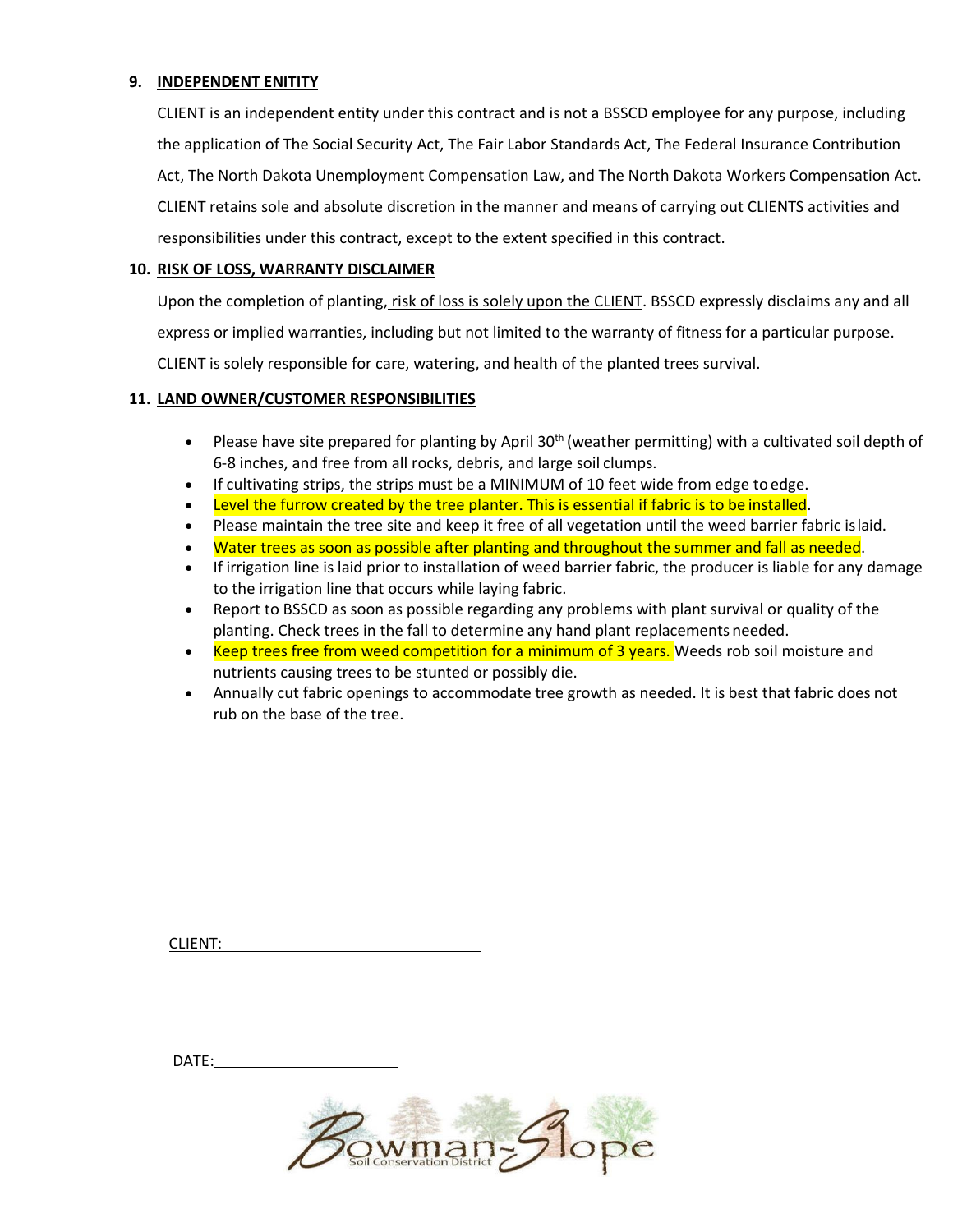## 9. INDEPENDENT ENITITY

CLIENT is an independent entity under this contract and is not a BSSCD employee for any purpose, including the application of The Social Security Act, The Fair Labor Standards Act, The Federal Insurance Contribution Act, The North Dakota Unemployment Compensation Law, and The North Dakota Workers Compensation Act. CLIENT retains sole and absolute discretion in the manner and means of carrying out CLIENTS activities and responsibilities under this contract, except to the extent specified in this contract.

## 10. RISK OF LOSS, WARRANTY DISCLAIMER

Upon the completion of planting, risk of loss is solely upon the CLIENT. BSSCD expressly disclaims any and all express or implied warranties, including but not limited to the warranty of fitness for a particular purpose. CLIENT is solely responsible for care, watering, and health of the planted trees survival.

## 11. LAND OWNER/CUSTOMER RESPONSIBILITIES

- Please have site prepared for planting by April 30th (weather permitting) with a cultivated soil depth of 6-8 inches, and free from all rocks, debris, and large soil clumps.
- If cultivating strips, the strips must be a MINIMUM of 10 feet wide from edge to edge.
- Level the furrow created by the tree planter. This is essential if fabric is to be installed.
- Please maintain the tree site and keep it free of all vegetation until the weed barrier fabric is laid.
- Water trees as soon as possible after planting and throughout the summer and fall as needed.
- If irrigation line is laid prior to installation of weed barrier fabric, the producer is liable for any damage to the irrigation line that occurs while laying fabric.
- Report to BSSCD as soon as possible regarding any problems with plant survival or quality of the planting. Check trees in the fall to determine any hand plant replacements needed.
- Keep trees free from weed competition for a minimum of 3 years. Weeds rob soil moisture and nutrients causing trees to be stunted or possibly die.
- Annually cut fabric openings to accommodate tree growth as needed. It is best that fabric does not rub on the base of the tree.

CLIENT: ______________________________

DATE: ______________________

Bowman-Slope Soil Conservation District